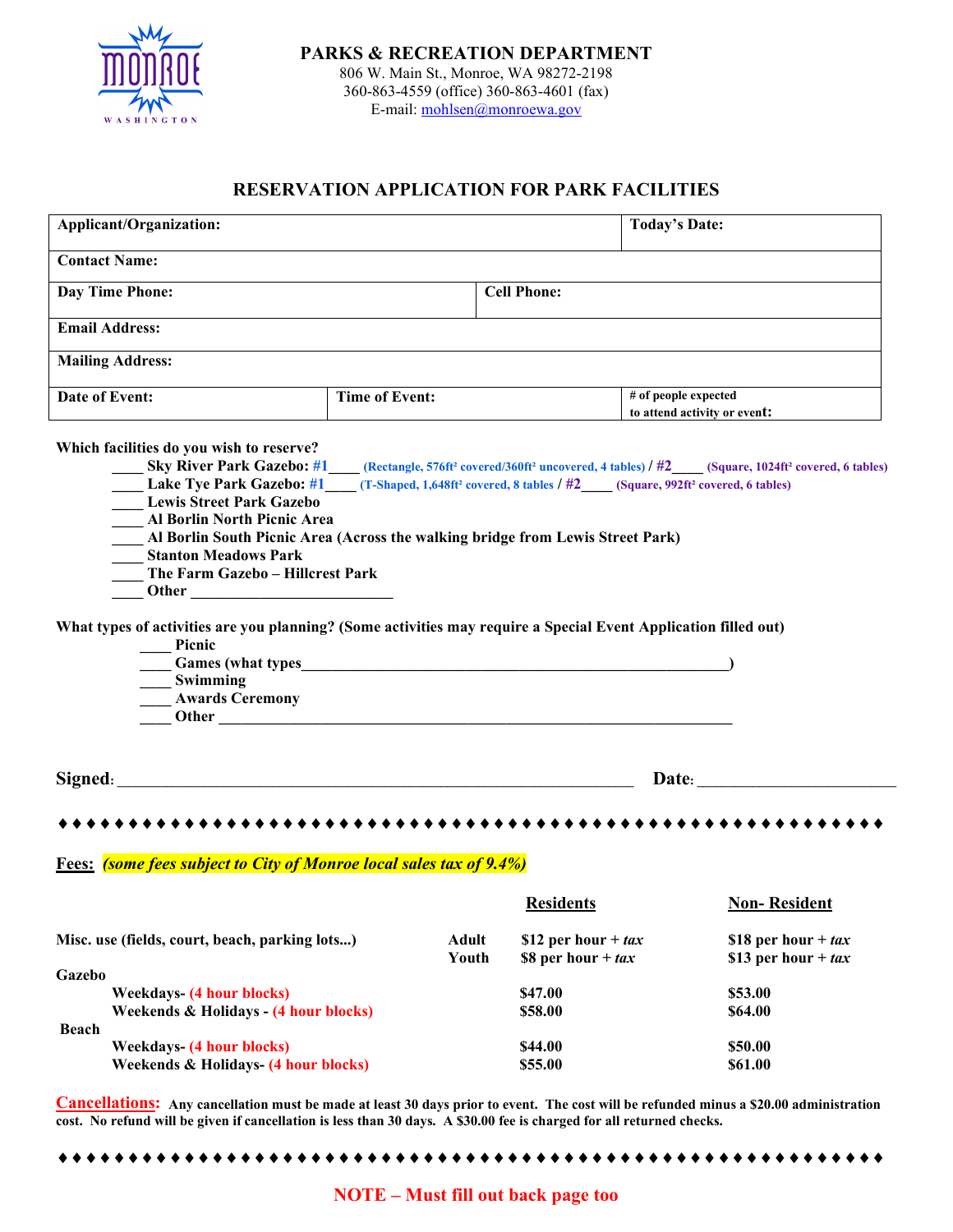**MONROE WASHINGTON**

## PARKS & RECREATION DEPARTMENT

806 W. Main St., Monroe, WA 98272-2198
360-863-4559 (office) 360-863-4601 (fax)
E-mail: mohlsen@monroewa.gov

## RESERVATION APPLICATION FOR PARK FACILITIES

| **Applicant/Organization:** | | **Today's Date:** |
|---|---|---|
| **Contact Name:** | | |
| **Day Time Phone:** | **Cell Phone:** | |
| **Email Address:** | | |
| **Mailing Address:** | | |
| **Date of Event:** | **Time of Event:** | **# of people expected to attend activity or event:** |

**Which facilities do you wish to reserve?**

- ____ **Sky River Park Gazebo:** #1____ (Rectangle, 576ft² covered/360ft² uncovered, 4 tables) / #2____ (Square, 1024ft² covered, 6 tables)
- ____ **Lake Tye Park Gazebo:** #1____ (T-Shaped, 1,648ft² covered, 8 tables / #2____ (Square, 992ft² covered, 6 tables)
- ____ **Lewis Street Park Gazebo**
- ____ **Al Borlin North Picnic Area**
- ____ **Al Borlin South Picnic Area (Across the walking bridge from Lewis Street Park)**
- ____ **Stanton Meadows Park**
- ____ **The Farm Gazebo – Hillcrest Park**
- ____ **Other** ________________________

**What types of activities are you planning? (Some activities may require a Special Event Application filled out)**

- ____ **Picnic**
- ____ **Games (what types**________________________________________________**)**
- ____ **Swimming**
- ____ **Awards Ceremony**
- ____ **Other** ____________________________________________________________

**Signed:** ____________________________________________________________ **Date:** ______________________

♦ ♦ ♦ ♦ ♦ ♦ ♦ ♦ ♦ ♦ ♦ ♦ ♦ ♦ ♦ ♦ ♦ ♦ ♦ ♦ ♦ ♦ ♦ ♦ ♦ ♦ ♦ ♦ ♦ ♦ ♦ ♦ ♦ ♦ ♦ ♦ ♦ ♦ ♦ ♦ ♦ ♦ ♦ ♦ ♦ ♦ ♦ ♦ ♦ ♦ ♦ ♦ ♦ ♦ ♦ ♦ ♦ ♦

**Fees:** ***(some fees subject to City of Monroe local sales tax of 9.4%)***

| | | **Residents** | **Non- Resident** |
|---|---|---|---|
| **Misc. use (fields, court, beach, parking lots...)** | **Adult** | **$12 per hour + *tax*** | **$18 per hour + *tax*** |
| | **Youth** | **$8 per hour + *tax*** | **$13 per hour + *tax*** |
| **Gazebo** | | | |
| **Weekdays- (4 hour blocks)** | | **$47.00** | **$53.00** |
| **Weekends & Holidays - (4 hour blocks)** | | **$58.00** | **$64.00** |
| **Beach** | | | |
| **Weekdays- (4 hour blocks)** | | **$44.00** | **$50.00** |
| **Weekends & Holidays- (4 hour blocks)** | | **$55.00** | **$61.00** |

**Cancellations:** **Any cancellation must be made at least 30 days prior to event. The cost will be refunded minus a $20.00 administration cost. No refund will be given if cancellation is less than 30 days. A $30.00 fee is charged for all returned checks.**

♦ ♦ ♦ ♦ ♦ ♦ ♦ ♦ ♦ ♦ ♦ ♦ ♦ ♦ ♦ ♦ ♦ ♦ ♦ ♦ ♦ ♦ ♦ ♦ ♦ ♦ ♦ ♦ ♦ ♦ ♦ ♦ ♦ ♦ ♦ ♦ ♦ ♦ ♦ ♦ ♦ ♦ ♦ ♦ ♦ ♦ ♦ ♦ ♦ ♦ ♦ ♦ ♦ ♦ ♦ ♦ ♦ ♦

**NOTE – Must fill out back page too**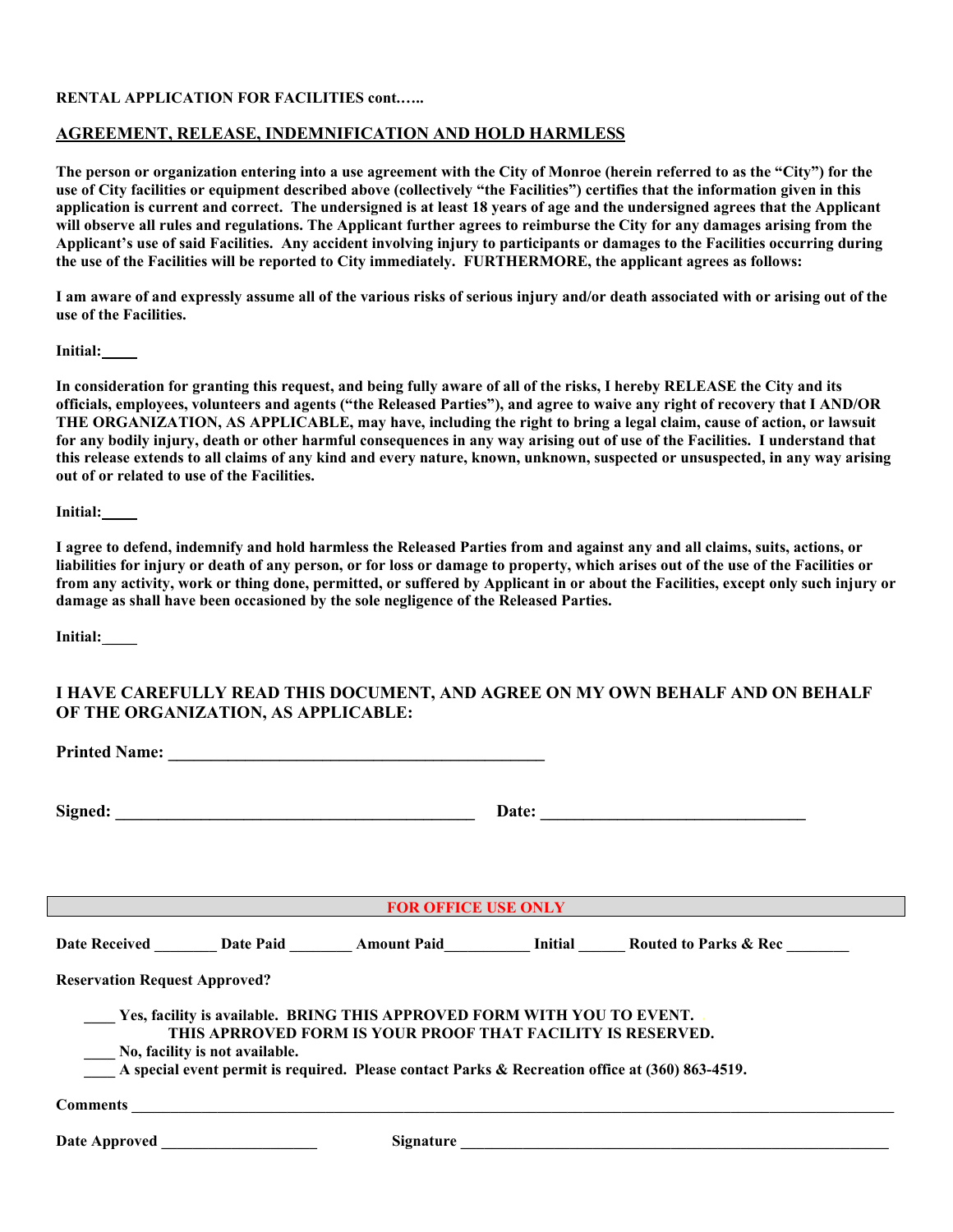**RENTAL APPLICATION FOR FACILITIES cont…..**

## AGREEMENT, RELEASE, INDEMNIFICATION AND HOLD HARMLESS

**The person or organization entering into a use agreement with the City of Monroe (herein referred to as the "City") for the use of City facilities or equipment described above (collectively "the Facilities") certifies that the information given in this application is current and correct. The undersigned is at least 18 years of age and the undersigned agrees that the Applicant will observe all rules and regulations. The Applicant further agrees to reimburse the City for any damages arising from the Applicant's use of said Facilities. Any accident involving injury to participants or damages to the Facilities occurring during the use of the Facilities will be reported to City immediately. FURTHERMORE, the applicant agrees as follows:**

**I am aware of and expressly assume all of the various risks of serious injury and/or death associated with or arising out of the use of the Facilities.**

**Initial:____**

**In consideration for granting this request, and being fully aware of all of the risks, I hereby RELEASE the City and its officials, employees, volunteers and agents ("the Released Parties"), and agree to waive any right of recovery that I AND/OR THE ORGANIZATION, AS APPLICABLE, may have, including the right to bring a legal claim, cause of action, or lawsuit for any bodily injury, death or other harmful consequences in any way arising out of use of the Facilities. I understand that this release extends to all claims of any kind and every nature, known, unknown, suspected or unsuspected, in any way arising out of or related to use of the Facilities.**

**Initial:____**

**I agree to defend, indemnify and hold harmless the Released Parties from and against any and all claims, suits, actions, or liabilities for injury or death of any person, or for loss or damage to property, which arises out of the use of the Facilities or from any activity, work or thing done, permitted, or suffered by Applicant in or about the Facilities, except only such injury or damage as shall have been occasioned by the sole negligence of the Released Parties.**

**Initial:____**

### I HAVE CAREFULLY READ THIS DOCUMENT, AND AGREE ON MY OWN BEHALF AND ON BEHALF OF THE ORGANIZATION, AS APPLICABLE:

**Printed Name:** ______________________________________________

**Signed:** ____________________________________________ **Date:** ________________________________

**FOR OFFICE USE ONLY**

**Date Received** ________ **Date Paid** ________ **Amount Paid**___________ **Initial** ______ **Routed to Parks & Rec** ________

**Reservation Request Approved?**

- ____ **Yes, facility is available. BRING THIS APPROVED FORM WITH YOU TO EVENT.**
  **THIS APRROVED FORM IS YOUR PROOF THAT FACILITY IS RESERVED.**
- ____ **No, facility is not available.**
- ____ **A special event permit is required. Please contact Parks & Recreation office at (360) 863-4519.**

**Comments** ____________________________________________________________________________________________

**Date Approved** ____________________ **Signature** ______________________________________________________